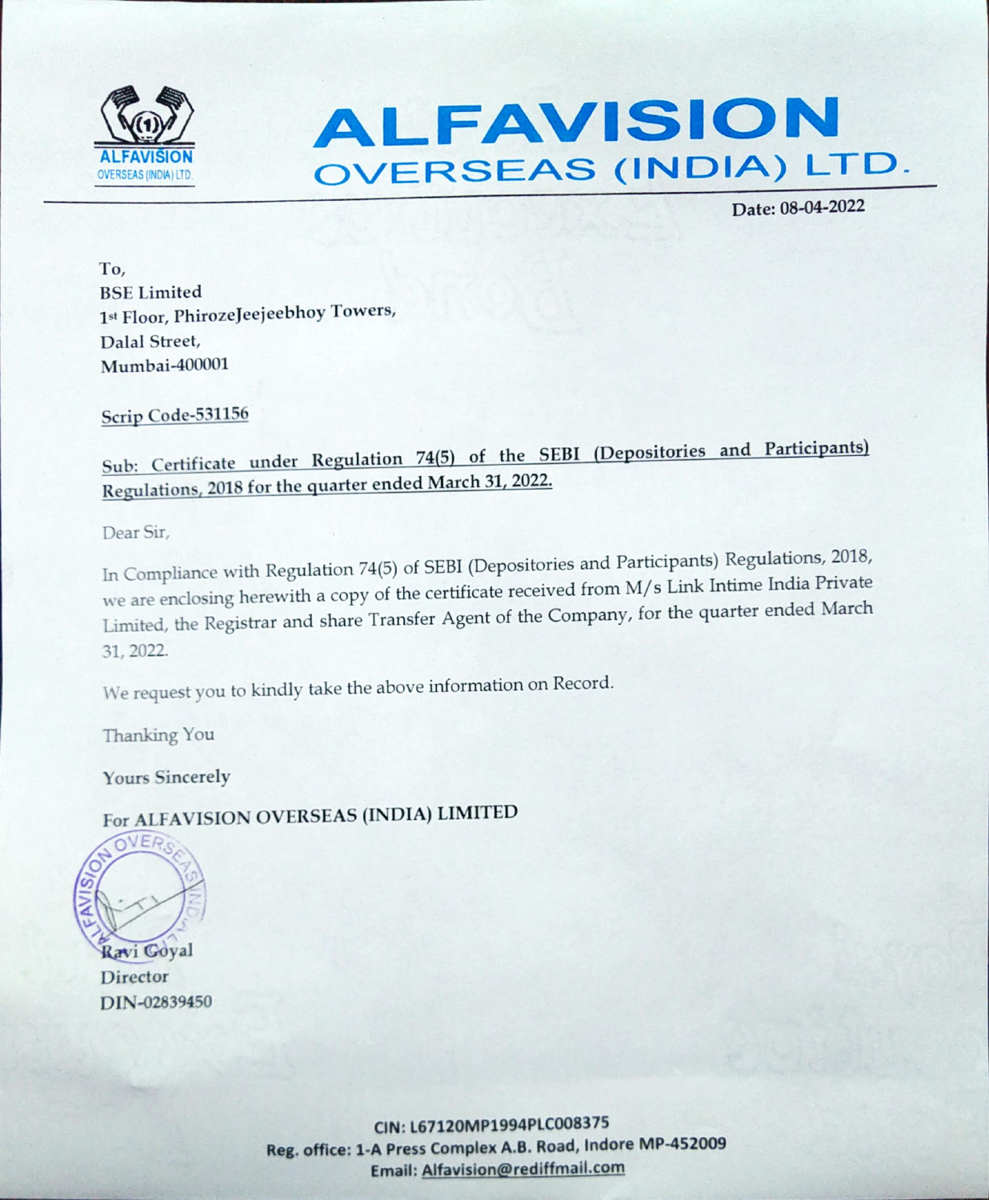# ALFAVISION OVERSEAS (INDIA) LTD.

Date: 08-04-2022

To,
BSE Limited
1st Floor, PhirozeJeejeebhoy Towers,
Dalal Street,
Mumbai-400001

Scrip Code-531156

**Sub: Certificate under Regulation 74(5) of the SEBI (Depositories and Participants) Regulations, 2018 for the quarter ended March 31, 2022.**

Dear Sir,

In Compliance with Regulation 74(5) of SEBI (Depositories and Participants) Regulations, 2018, we are enclosing herewith a copy of the certificate received from M/s Link Intime India Private Limited, the Registrar and share Transfer Agent of the Company, for the quarter ended March 31, 2022.

We request you to kindly take the above information on Record.

Thanking You

Yours Sincerely

For ALFAVISION OVERSEAS (INDIA) LIMITED

Ravi Goyal
Director
DIN-02839450

CIN: L67120MP1994PLC008375
Reg. office: 1-A Press Complex A.B. Road, Indore MP-452009
Email: Alfavision@rediffmail.com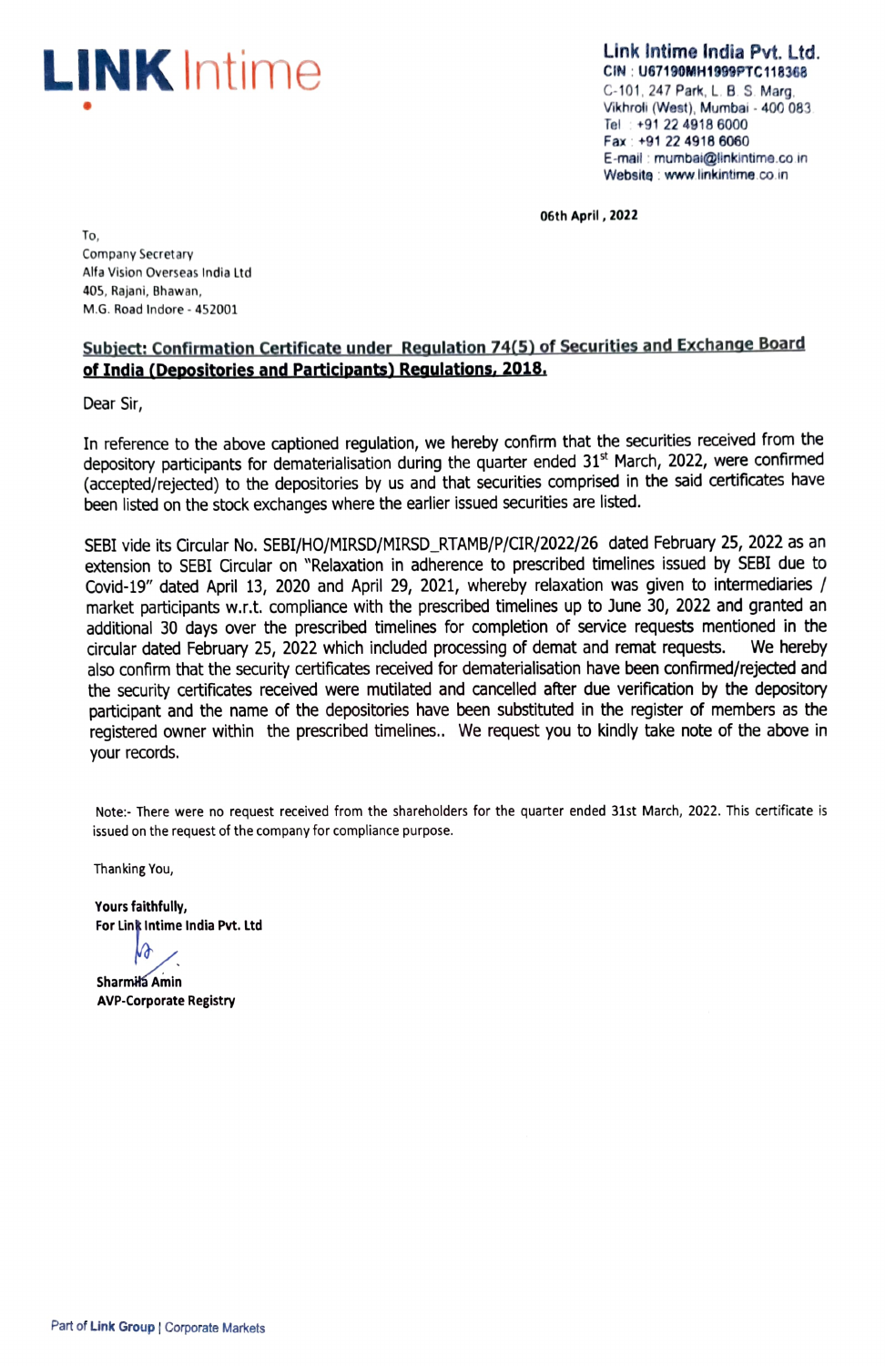# LINK Intime

**Link Intime India Pvt. Ltd.**
CIN : U67190MH1999PTC118368
C-101, 247 Park, L. B. S. Marg,
Vikhroli (West), Mumbai - 400 083
Tel : +91 22 4918 6000
Fax : +91 22 4918 6060
E-mail : mumbai@linkintime.co.in
Website : www.linkintime.co.in

**06th April , 2022**

To,
Company Secretary
Alfa Vision Overseas India Ltd
405, Rajani, Bhawan,
M.G. Road Indore - 452001

**Subject: Confirmation Certificate under Regulation 74(5) of Securities and Exchange Board of India (Depositories and Participants) Regulations, 2018.**

Dear Sir,

In reference to the above captioned regulation, we hereby confirm that the securities received from the depository participants for dematerialisation during the quarter ended 31st March, 2022, were confirmed (accepted/rejected) to the depositories by us and that securities comprised in the said certificates have been listed on the stock exchanges where the earlier issued securities are listed.

SEBI vide its Circular No. SEBI/HO/MIRSD/MIRSD_RTAMB/P/CIR/2022/26 dated February 25, 2022 as an extension to SEBI Circular on "Relaxation in adherence to prescribed timelines issued by SEBI due to Covid-19" dated April 13, 2020 and April 29, 2021, whereby relaxation was given to intermediaries / market participants w.r.t. compliance with the prescribed timelines up to June 30, 2022 and granted an additional 30 days over the prescribed timelines for completion of service requests mentioned in the circular dated February 25, 2022 which included processing of demat and remat requests. We hereby also confirm that the security certificates received for dematerialisation have been confirmed/rejected and the security certificates received were mutilated and cancelled after due verification by the depository participant and the name of the depositories have been substituted in the register of members as the registered owner within the prescribed timelines.. We request you to kindly take note of the above in your records.

Note:- There were no request received from the shareholders for the quarter ended 31st March, 2022. This certificate is issued on the request of the company for compliance purpose.

Thanking You,

**Yours faithfully,**
**For Link Intime India Pvt. Ltd**

**Sharmila Amin**
**AVP-Corporate Registry**

Part of Link Group | Corporate Markets